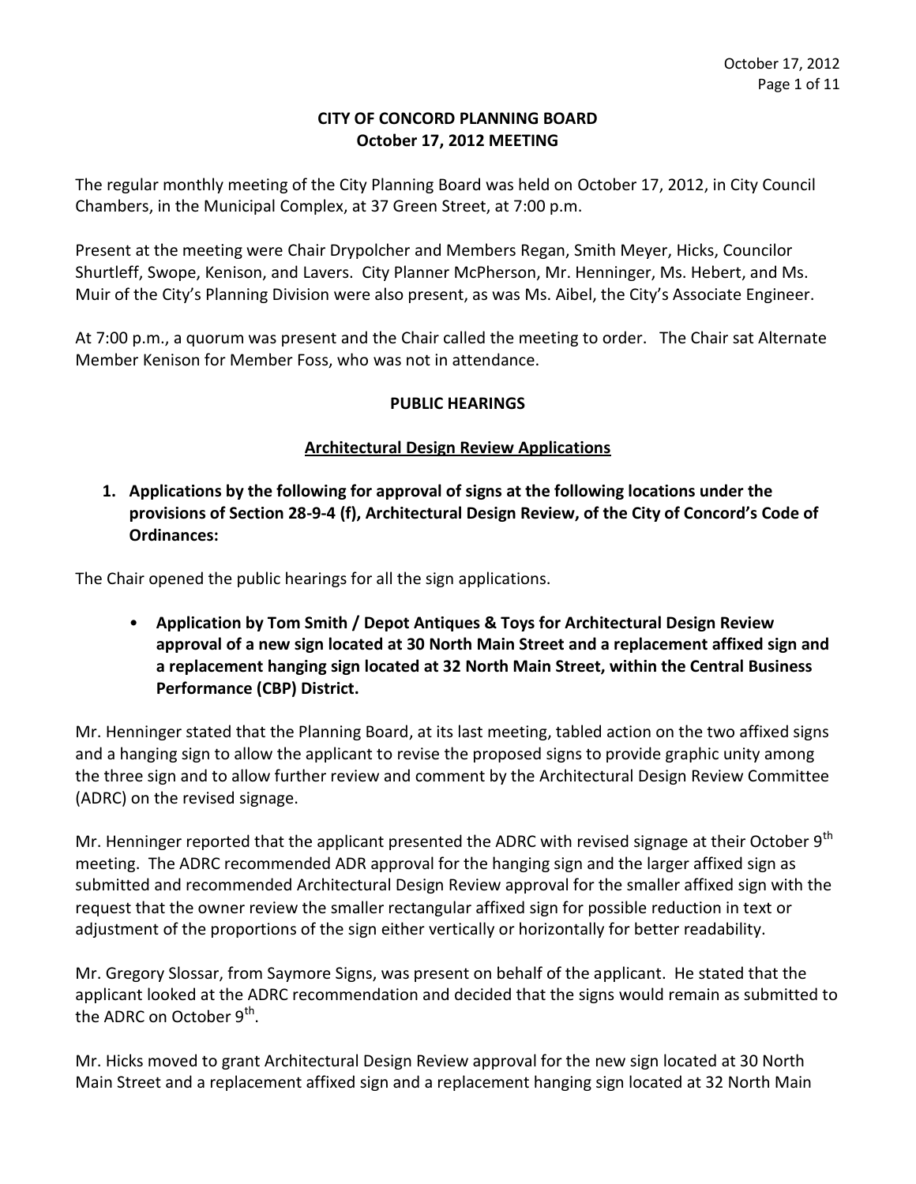# CITY OF CONCORD PLANNING BOARD
## October 17, 2012 MEETING

The regular monthly meeting of the City Planning Board was held on October 17, 2012, in City Council Chambers, in the Municipal Complex, at 37 Green Street, at 7:00 p.m.

Present at the meeting were Chair Drypolcher and Members Regan, Smith Meyer, Hicks, Councilor Shurtleff, Swope, Kenison, and Lavers. City Planner McPherson, Mr. Henninger, Ms. Hebert, and Ms. Muir of the City's Planning Division were also present, as was Ms. Aibel, the City's Associate Engineer.

At 7:00 p.m., a quorum was present and the Chair called the meeting to order. The Chair sat Alternate Member Kenison for Member Foss, who was not in attendance.

## PUBLIC HEARINGS

### Architectural Design Review Applications

**1. Applications by the following for approval of signs at the following locations under the provisions of Section 28-9-4 (f), Architectural Design Review, of the City of Concord's Code of Ordinances:**

The Chair opened the public hearings for all the sign applications.

- **Application by Tom Smith / Depot Antiques & Toys for Architectural Design Review approval of a new sign located at 30 North Main Street and a replacement affixed sign and a replacement hanging sign located at 32 North Main Street, within the Central Business Performance (CBP) District.**

Mr. Henninger stated that the Planning Board, at its last meeting, tabled action on the two affixed signs and a hanging sign to allow the applicant to revise the proposed signs to provide graphic unity among the three sign and to allow further review and comment by the Architectural Design Review Committee (ADRC) on the revised signage.

Mr. Henninger reported that the applicant presented the ADRC with revised signage at their October 9th meeting. The ADRC recommended ADR approval for the hanging sign and the larger affixed sign as submitted and recommended Architectural Design Review approval for the smaller affixed sign with the request that the owner review the smaller rectangular affixed sign for possible reduction in text or adjustment of the proportions of the sign either vertically or horizontally for better readability.

Mr. Gregory Slossar, from Saymore Signs, was present on behalf of the applicant. He stated that the applicant looked at the ADRC recommendation and decided that the signs would remain as submitted to the ADRC on October 9th.

Mr. Hicks moved to grant Architectural Design Review approval for the new sign located at 30 North Main Street and a replacement affixed sign and a replacement hanging sign located at 32 North Main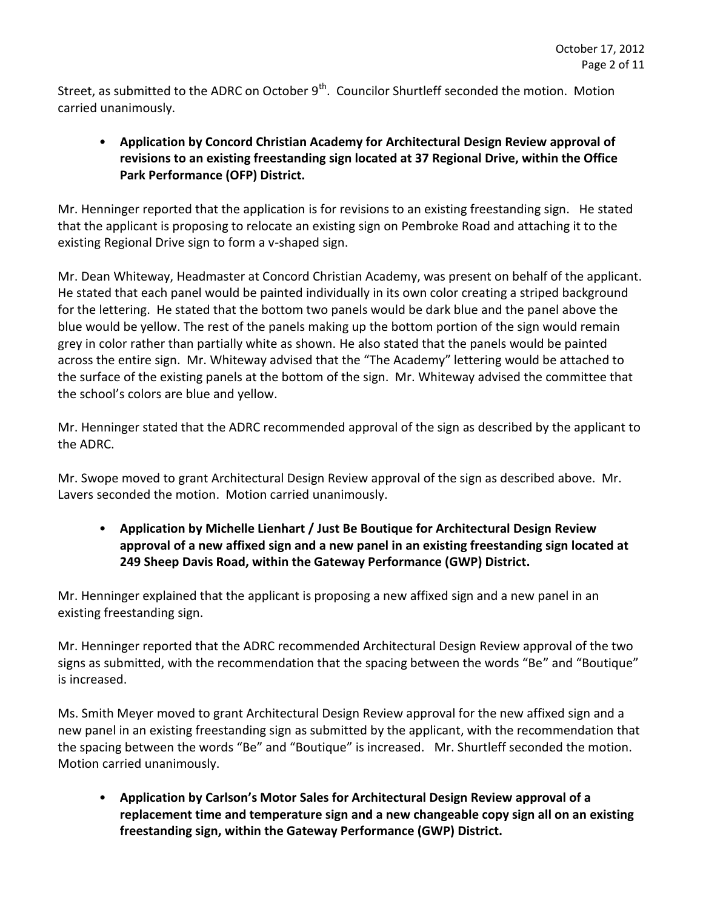Street, as submitted to the ADRC on October 9th. Councilor Shurtleff seconded the motion. Motion carried unanimously.

- **Application by Concord Christian Academy for Architectural Design Review approval of revisions to an existing freestanding sign located at 37 Regional Drive, within the Office Park Performance (OFP) District.**

Mr. Henninger reported that the application is for revisions to an existing freestanding sign. He stated that the applicant is proposing to relocate an existing sign on Pembroke Road and attaching it to the existing Regional Drive sign to form a v-shaped sign.

Mr. Dean Whiteway, Headmaster at Concord Christian Academy, was present on behalf of the applicant. He stated that each panel would be painted individually in its own color creating a striped background for the lettering. He stated that the bottom two panels would be dark blue and the panel above the blue would be yellow. The rest of the panels making up the bottom portion of the sign would remain grey in color rather than partially white as shown. He also stated that the panels would be painted across the entire sign. Mr. Whiteway advised that the "The Academy" lettering would be attached to the surface of the existing panels at the bottom of the sign. Mr. Whiteway advised the committee that the school's colors are blue and yellow.

Mr. Henninger stated that the ADRC recommended approval of the sign as described by the applicant to the ADRC.

Mr. Swope moved to grant Architectural Design Review approval of the sign as described above. Mr. Lavers seconded the motion. Motion carried unanimously.

- **Application by Michelle Lienhart / Just Be Boutique for Architectural Design Review approval of a new affixed sign and a new panel in an existing freestanding sign located at 249 Sheep Davis Road, within the Gateway Performance (GWP) District.**

Mr. Henninger explained that the applicant is proposing a new affixed sign and a new panel in an existing freestanding sign.

Mr. Henninger reported that the ADRC recommended Architectural Design Review approval of the two signs as submitted, with the recommendation that the spacing between the words "Be" and "Boutique" is increased.

Ms. Smith Meyer moved to grant Architectural Design Review approval for the new affixed sign and a new panel in an existing freestanding sign as submitted by the applicant, with the recommendation that the spacing between the words "Be" and "Boutique" is increased. Mr. Shurtleff seconded the motion. Motion carried unanimously.

- **Application by Carlson's Motor Sales for Architectural Design Review approval of a replacement time and temperature sign and a new changeable copy sign all on an existing freestanding sign, within the Gateway Performance (GWP) District.**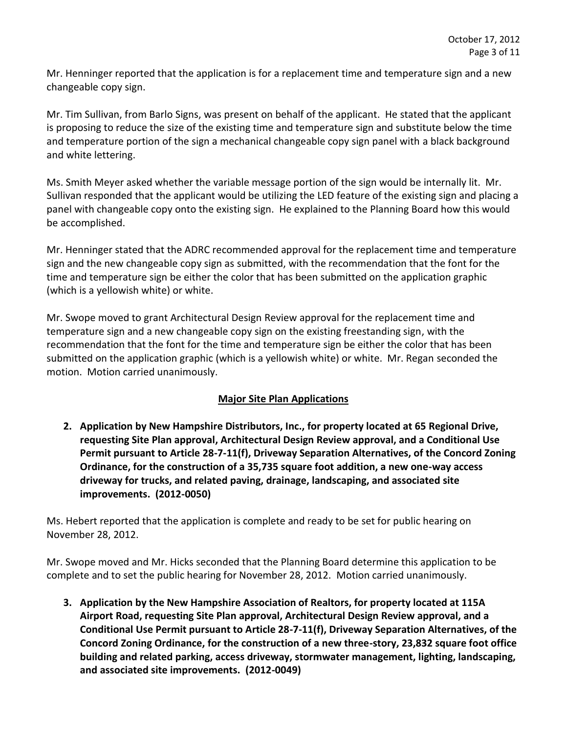Mr. Henninger reported that the application is for a replacement time and temperature sign and a new changeable copy sign.

Mr. Tim Sullivan, from Barlo Signs, was present on behalf of the applicant. He stated that the applicant is proposing to reduce the size of the existing time and temperature sign and substitute below the time and temperature portion of the sign a mechanical changeable copy sign panel with a black background and white lettering.

Ms. Smith Meyer asked whether the variable message portion of the sign would be internally lit. Mr. Sullivan responded that the applicant would be utilizing the LED feature of the existing sign and placing a panel with changeable copy onto the existing sign. He explained to the Planning Board how this would be accomplished.

Mr. Henninger stated that the ADRC recommended approval for the replacement time and temperature sign and the new changeable copy sign as submitted, with the recommendation that the font for the time and temperature sign be either the color that has been submitted on the application graphic (which is a yellowish white) or white.

Mr. Swope moved to grant Architectural Design Review approval for the replacement time and temperature sign and a new changeable copy sign on the existing freestanding sign, with the recommendation that the font for the time and temperature sign be either the color that has been submitted on the application graphic (which is a yellowish white) or white. Mr. Regan seconded the motion. Motion carried unanimously.

## **Major Site Plan Applications**

2. **Application by New Hampshire Distributors, Inc., for property located at 65 Regional Drive, requesting Site Plan approval, Architectural Design Review approval, and a Conditional Use Permit pursuant to Article 28-7-11(f), Driveway Separation Alternatives, of the Concord Zoning Ordinance, for the construction of a 35,735 square foot addition, a new one-way access driveway for trucks, and related paving, drainage, landscaping, and associated site improvements. (2012-0050)**

Ms. Hebert reported that the application is complete and ready to be set for public hearing on November 28, 2012.

Mr. Swope moved and Mr. Hicks seconded that the Planning Board determine this application to be complete and to set the public hearing for November 28, 2012. Motion carried unanimously.

3. **Application by the New Hampshire Association of Realtors, for property located at 115A Airport Road, requesting Site Plan approval, Architectural Design Review approval, and a Conditional Use Permit pursuant to Article 28-7-11(f), Driveway Separation Alternatives, of the Concord Zoning Ordinance, for the construction of a new three-story, 23,832 square foot office building and related parking, access driveway, stormwater management, lighting, landscaping, and associated site improvements. (2012-0049)**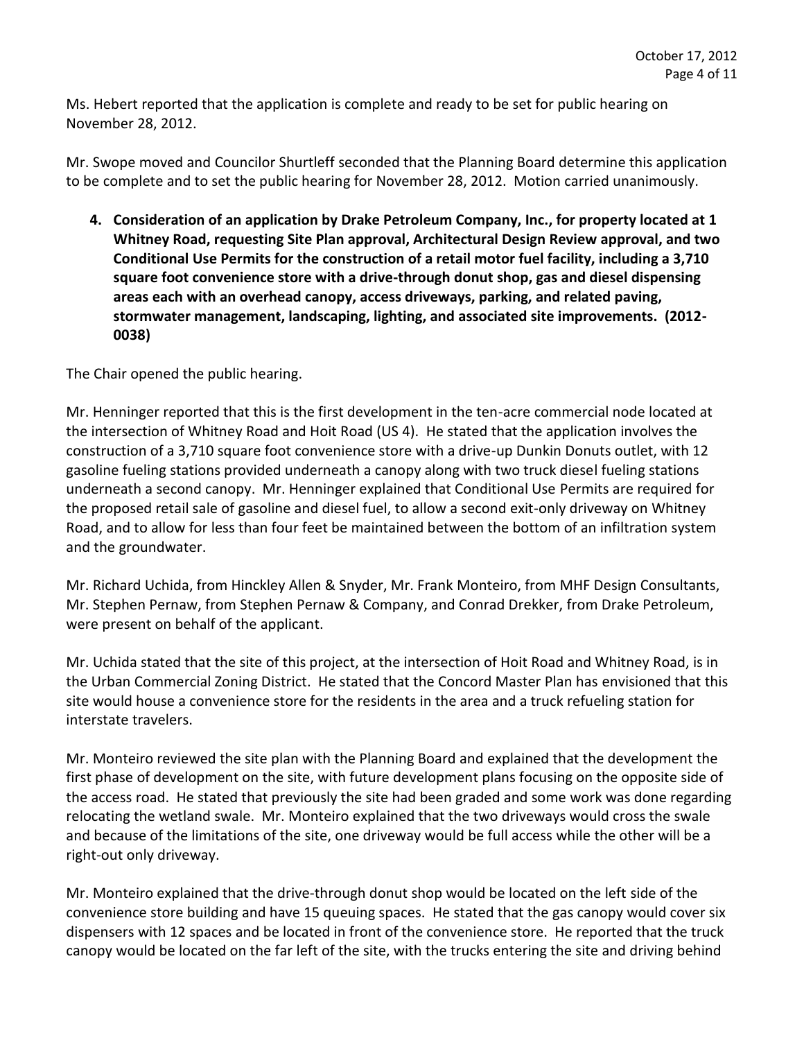Ms. Hebert reported that the application is complete and ready to be set for public hearing on November 28, 2012.

Mr. Swope moved and Councilor Shurtleff seconded that the Planning Board determine this application to be complete and to set the public hearing for November 28, 2012. Motion carried unanimously.

4. **Consideration of an application by Drake Petroleum Company, Inc., for property located at 1 Whitney Road, requesting Site Plan approval, Architectural Design Review approval, and two Conditional Use Permits for the construction of a retail motor fuel facility, including a 3,710 square foot convenience store with a drive-through donut shop, gas and diesel dispensing areas each with an overhead canopy, access driveways, parking, and related paving, stormwater management, landscaping, lighting, and associated site improvements. (2012-0038)**

The Chair opened the public hearing.

Mr. Henninger reported that this is the first development in the ten-acre commercial node located at the intersection of Whitney Road and Hoit Road (US 4). He stated that the application involves the construction of a 3,710 square foot convenience store with a drive-up Dunkin Donuts outlet, with 12 gasoline fueling stations provided underneath a canopy along with two truck diesel fueling stations underneath a second canopy. Mr. Henninger explained that Conditional Use Permits are required for the proposed retail sale of gasoline and diesel fuel, to allow a second exit-only driveway on Whitney Road, and to allow for less than four feet be maintained between the bottom of an infiltration system and the groundwater.

Mr. Richard Uchida, from Hinckley Allen & Snyder, Mr. Frank Monteiro, from MHF Design Consultants, Mr. Stephen Pernaw, from Stephen Pernaw & Company, and Conrad Drekker, from Drake Petroleum, were present on behalf of the applicant.

Mr. Uchida stated that the site of this project, at the intersection of Hoit Road and Whitney Road, is in the Urban Commercial Zoning District. He stated that the Concord Master Plan has envisioned that this site would house a convenience store for the residents in the area and a truck refueling station for interstate travelers.

Mr. Monteiro reviewed the site plan with the Planning Board and explained that the development the first phase of development on the site, with future development plans focusing on the opposite side of the access road. He stated that previously the site had been graded and some work was done regarding relocating the wetland swale. Mr. Monteiro explained that the two driveways would cross the swale and because of the limitations of the site, one driveway would be full access while the other will be a right-out only driveway.

Mr. Monteiro explained that the drive-through donut shop would be located on the left side of the convenience store building and have 15 queuing spaces. He stated that the gas canopy would cover six dispensers with 12 spaces and be located in front of the convenience store. He reported that the truck canopy would be located on the far left of the site, with the trucks entering the site and driving behind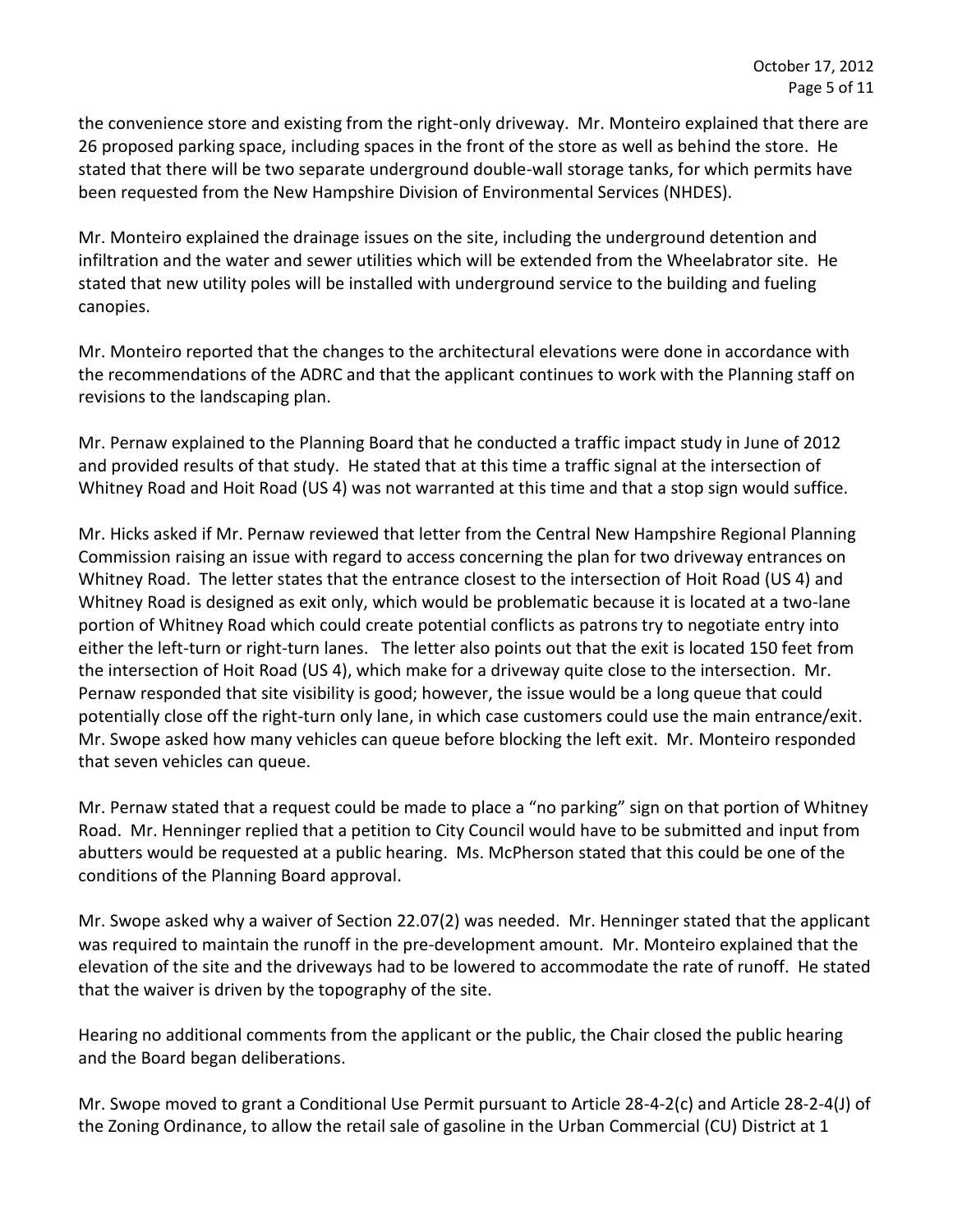the convenience store and existing from the right-only driveway. Mr. Monteiro explained that there are 26 proposed parking space, including spaces in the front of the store as well as behind the store. He stated that there will be two separate underground double-wall storage tanks, for which permits have been requested from the New Hampshire Division of Environmental Services (NHDES).

Mr. Monteiro explained the drainage issues on the site, including the underground detention and infiltration and the water and sewer utilities which will be extended from the Wheelabrator site. He stated that new utility poles will be installed with underground service to the building and fueling canopies.

Mr. Monteiro reported that the changes to the architectural elevations were done in accordance with the recommendations of the ADRC and that the applicant continues to work with the Planning staff on revisions to the landscaping plan.

Mr. Pernaw explained to the Planning Board that he conducted a traffic impact study in June of 2012 and provided results of that study. He stated that at this time a traffic signal at the intersection of Whitney Road and Hoit Road (US 4) was not warranted at this time and that a stop sign would suffice.

Mr. Hicks asked if Mr. Pernaw reviewed that letter from the Central New Hampshire Regional Planning Commission raising an issue with regard to access concerning the plan for two driveway entrances on Whitney Road. The letter states that the entrance closest to the intersection of Hoit Road (US 4) and Whitney Road is designed as exit only, which would be problematic because it is located at a two-lane portion of Whitney Road which could create potential conflicts as patrons try to negotiate entry into either the left-turn or right-turn lanes. The letter also points out that the exit is located 150 feet from the intersection of Hoit Road (US 4), which make for a driveway quite close to the intersection. Mr. Pernaw responded that site visibility is good; however, the issue would be a long queue that could potentially close off the right-turn only lane, in which case customers could use the main entrance/exit. Mr. Swope asked how many vehicles can queue before blocking the left exit. Mr. Monteiro responded that seven vehicles can queue.

Mr. Pernaw stated that a request could be made to place a "no parking" sign on that portion of Whitney Road. Mr. Henninger replied that a petition to City Council would have to be submitted and input from abutters would be requested at a public hearing. Ms. McPherson stated that this could be one of the conditions of the Planning Board approval.

Mr. Swope asked why a waiver of Section 22.07(2) was needed. Mr. Henninger stated that the applicant was required to maintain the runoff in the pre-development amount. Mr. Monteiro explained that the elevation of the site and the driveways had to be lowered to accommodate the rate of runoff. He stated that the waiver is driven by the topography of the site.

Hearing no additional comments from the applicant or the public, the Chair closed the public hearing and the Board began deliberations.

Mr. Swope moved to grant a Conditional Use Permit pursuant to Article 28-4-2(c) and Article 28-2-4(J) of the Zoning Ordinance, to allow the retail sale of gasoline in the Urban Commercial (CU) District at 1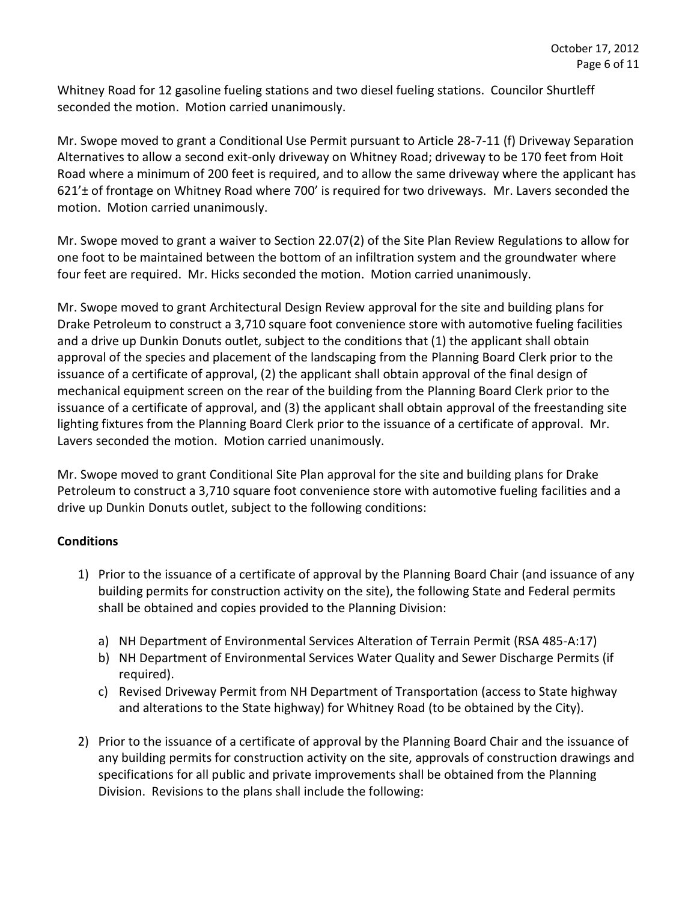Whitney Road for 12 gasoline fueling stations and two diesel fueling stations. Councilor Shurtleff seconded the motion. Motion carried unanimously.

Mr. Swope moved to grant a Conditional Use Permit pursuant to Article 28-7-11 (f) Driveway Separation Alternatives to allow a second exit-only driveway on Whitney Road; driveway to be 170 feet from Hoit Road where a minimum of 200 feet is required, and to allow the same driveway where the applicant has 621'± of frontage on Whitney Road where 700' is required for two driveways. Mr. Lavers seconded the motion. Motion carried unanimously.

Mr. Swope moved to grant a waiver to Section 22.07(2) of the Site Plan Review Regulations to allow for one foot to be maintained between the bottom of an infiltration system and the groundwater where four feet are required. Mr. Hicks seconded the motion. Motion carried unanimously.

Mr. Swope moved to grant Architectural Design Review approval for the site and building plans for Drake Petroleum to construct a 3,710 square foot convenience store with automotive fueling facilities and a drive up Dunkin Donuts outlet, subject to the conditions that (1) the applicant shall obtain approval of the species and placement of the landscaping from the Planning Board Clerk prior to the issuance of a certificate of approval, (2) the applicant shall obtain approval of the final design of mechanical equipment screen on the rear of the building from the Planning Board Clerk prior to the issuance of a certificate of approval, and (3) the applicant shall obtain approval of the freestanding site lighting fixtures from the Planning Board Clerk prior to the issuance of a certificate of approval. Mr. Lavers seconded the motion. Motion carried unanimously.

Mr. Swope moved to grant Conditional Site Plan approval for the site and building plans for Drake Petroleum to construct a 3,710 square foot convenience store with automotive fueling facilities and a drive up Dunkin Donuts outlet, subject to the following conditions:

**Conditions**

1) Prior to the issuance of a certificate of approval by the Planning Board Chair (and issuance of any building permits for construction activity on the site), the following State and Federal permits shall be obtained and copies provided to the Planning Division:

   a) NH Department of Environmental Services Alteration of Terrain Permit (RSA 485-A:17)
   b) NH Department of Environmental Services Water Quality and Sewer Discharge Permits (if required).
   c) Revised Driveway Permit from NH Department of Transportation (access to State highway and alterations to the State highway) for Whitney Road (to be obtained by the City).

2) Prior to the issuance of a certificate of approval by the Planning Board Chair and the issuance of any building permits for construction activity on the site, approvals of construction drawings and specifications for all public and private improvements shall be obtained from the Planning Division. Revisions to the plans shall include the following: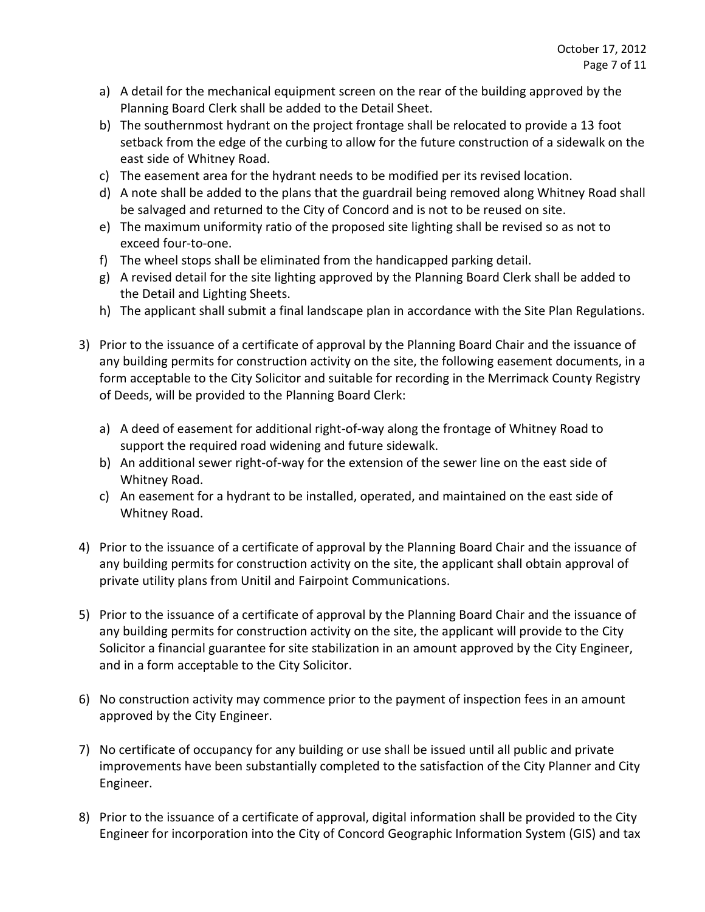a) A detail for the mechanical equipment screen on the rear of the building approved by the Planning Board Clerk shall be added to the Detail Sheet.
b) The southernmost hydrant on the project frontage shall be relocated to provide a 13 foot setback from the edge of the curbing to allow for the future construction of a sidewalk on the east side of Whitney Road.
c) The easement area for the hydrant needs to be modified per its revised location.
d) A note shall be added to the plans that the guardrail being removed along Whitney Road shall be salvaged and returned to the City of Concord and is not to be reused on site.
e) The maximum uniformity ratio of the proposed site lighting shall be revised so as not to exceed four-to-one.
f) The wheel stops shall be eliminated from the handicapped parking detail.
g) A revised detail for the site lighting approved by the Planning Board Clerk shall be added to the Detail and Lighting Sheets.
h) The applicant shall submit a final landscape plan in accordance with the Site Plan Regulations.

3) Prior to the issuance of a certificate of approval by the Planning Board Chair and the issuance of any building permits for construction activity on the site, the following easement documents, in a form acceptable to the City Solicitor and suitable for recording in the Merrimack County Registry of Deeds, will be provided to the Planning Board Clerk:

   a) A deed of easement for additional right-of-way along the frontage of Whitney Road to support the required road widening and future sidewalk.
   b) An additional sewer right-of-way for the extension of the sewer line on the east side of Whitney Road.
   c) An easement for a hydrant to be installed, operated, and maintained on the east side of Whitney Road.

4) Prior to the issuance of a certificate of approval by the Planning Board Chair and the issuance of any building permits for construction activity on the site, the applicant shall obtain approval of private utility plans from Unitil and Fairpoint Communications.

5) Prior to the issuance of a certificate of approval by the Planning Board Chair and the issuance of any building permits for construction activity on the site, the applicant will provide to the City Solicitor a financial guarantee for site stabilization in an amount approved by the City Engineer, and in a form acceptable to the City Solicitor.

6) No construction activity may commence prior to the payment of inspection fees in an amount approved by the City Engineer.

7) No certificate of occupancy for any building or use shall be issued until all public and private improvements have been substantially completed to the satisfaction of the City Planner and City Engineer.

8) Prior to the issuance of a certificate of approval, digital information shall be provided to the City Engineer for incorporation into the City of Concord Geographic Information System (GIS) and tax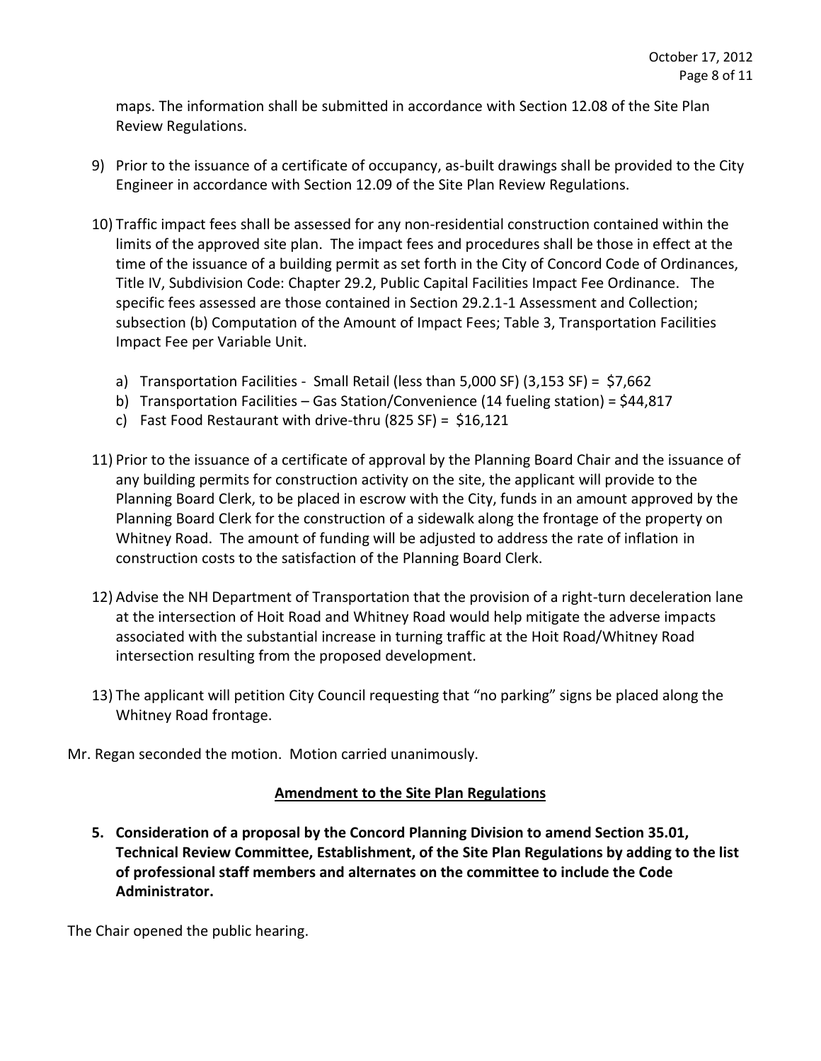maps. The information shall be submitted in accordance with Section 12.08 of the Site Plan Review Regulations.

9) Prior to the issuance of a certificate of occupancy, as-built drawings shall be provided to the City Engineer in accordance with Section 12.09 of the Site Plan Review Regulations.

10) Traffic impact fees shall be assessed for any non-residential construction contained within the limits of the approved site plan. The impact fees and procedures shall be those in effect at the time of the issuance of a building permit as set forth in the City of Concord Code of Ordinances, Title IV, Subdivision Code: Chapter 29.2, Public Capital Facilities Impact Fee Ordinance. The specific fees assessed are those contained in Section 29.2.1-1 Assessment and Collection; subsection (b) Computation of the Amount of Impact Fees; Table 3, Transportation Facilities Impact Fee per Variable Unit.

    a) Transportation Facilities - Small Retail (less than 5,000 SF) (3,153 SF) = $7,662
    b) Transportation Facilities – Gas Station/Convenience (14 fueling station) = $44,817
    c) Fast Food Restaurant with drive-thru (825 SF) = $16,121

11) Prior to the issuance of a certificate of approval by the Planning Board Chair and the issuance of any building permits for construction activity on the site, the applicant will provide to the Planning Board Clerk, to be placed in escrow with the City, funds in an amount approved by the Planning Board Clerk for the construction of a sidewalk along the frontage of the property on Whitney Road. The amount of funding will be adjusted to address the rate of inflation in construction costs to the satisfaction of the Planning Board Clerk.

12) Advise the NH Department of Transportation that the provision of a right-turn deceleration lane at the intersection of Hoit Road and Whitney Road would help mitigate the adverse impacts associated with the substantial increase in turning traffic at the Hoit Road/Whitney Road intersection resulting from the proposed development.

13) The applicant will petition City Council requesting that "no parking" signs be placed along the Whitney Road frontage.

Mr. Regan seconded the motion. Motion carried unanimously.

## Amendment to the Site Plan Regulations

5. **Consideration of a proposal by the Concord Planning Division to amend Section 35.01, Technical Review Committee, Establishment, of the Site Plan Regulations by adding to the list of professional staff members and alternates on the committee to include the Code Administrator.**

The Chair opened the public hearing.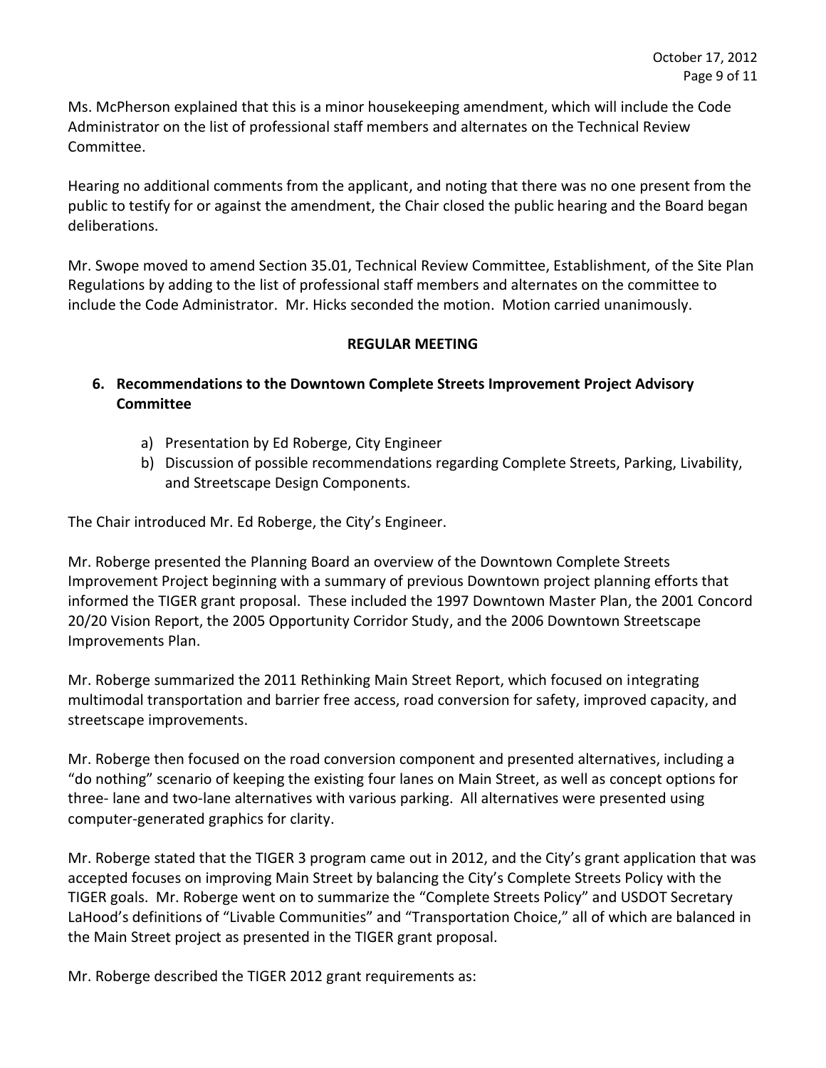Ms. McPherson explained that this is a minor housekeeping amendment, which will include the Code Administrator on the list of professional staff members and alternates on the Technical Review Committee.

Hearing no additional comments from the applicant, and noting that there was no one present from the public to testify for or against the amendment, the Chair closed the public hearing and the Board began deliberations.

Mr. Swope moved to amend Section 35.01, Technical Review Committee, Establishment, of the Site Plan Regulations by adding to the list of professional staff members and alternates on the committee to include the Code Administrator. Mr. Hicks seconded the motion. Motion carried unanimously.

## REGULAR MEETING

### 6. Recommendations to the Downtown Complete Streets Improvement Project Advisory Committee

a) Presentation by Ed Roberge, City Engineer
b) Discussion of possible recommendations regarding Complete Streets, Parking, Livability, and Streetscape Design Components.

The Chair introduced Mr. Ed Roberge, the City's Engineer.

Mr. Roberge presented the Planning Board an overview of the Downtown Complete Streets Improvement Project beginning with a summary of previous Downtown project planning efforts that informed the TIGER grant proposal. These included the 1997 Downtown Master Plan, the 2001 Concord 20/20 Vision Report, the 2005 Opportunity Corridor Study, and the 2006 Downtown Streetscape Improvements Plan.

Mr. Roberge summarized the 2011 Rethinking Main Street Report, which focused on integrating multimodal transportation and barrier free access, road conversion for safety, improved capacity, and streetscape improvements.

Mr. Roberge then focused on the road conversion component and presented alternatives, including a "do nothing" scenario of keeping the existing four lanes on Main Street, as well as concept options for three- lane and two-lane alternatives with various parking. All alternatives were presented using computer-generated graphics for clarity.

Mr. Roberge stated that the TIGER 3 program came out in 2012, and the City's grant application that was accepted focuses on improving Main Street by balancing the City's Complete Streets Policy with the TIGER goals. Mr. Roberge went on to summarize the "Complete Streets Policy" and USDOT Secretary LaHood's definitions of "Livable Communities" and "Transportation Choice," all of which are balanced in the Main Street project as presented in the TIGER grant proposal.

Mr. Roberge described the TIGER 2012 grant requirements as: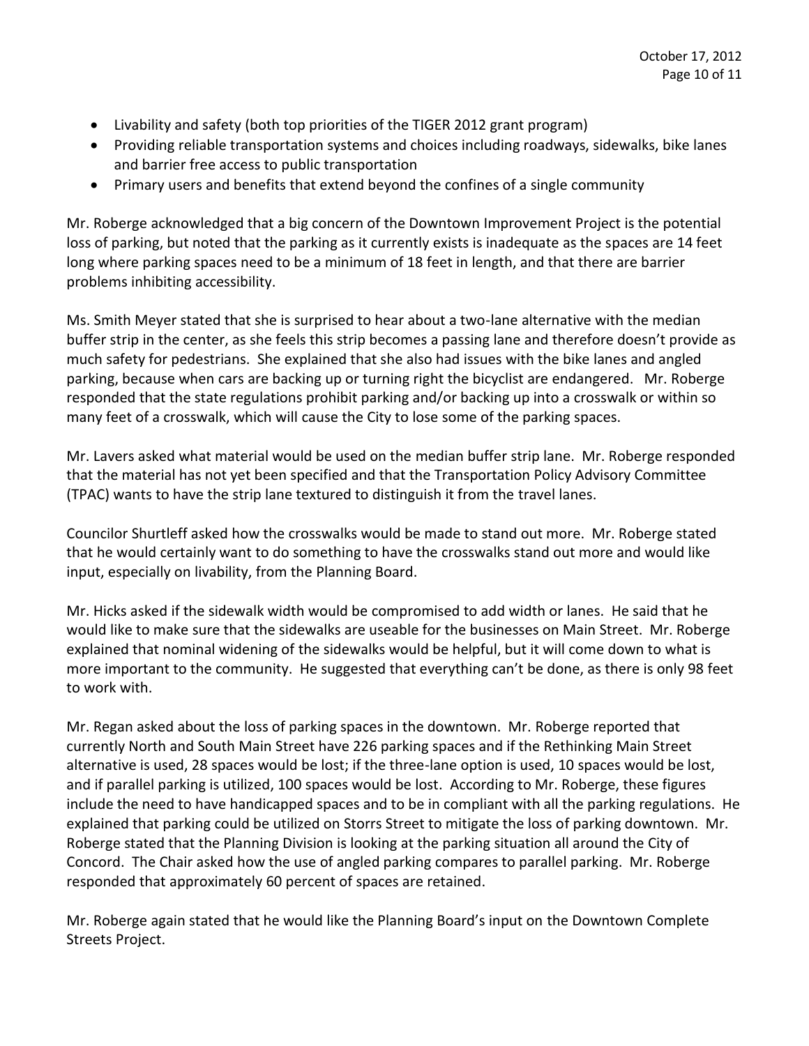- Livability and safety (both top priorities of the TIGER 2012 grant program)
- Providing reliable transportation systems and choices including roadways, sidewalks, bike lanes and barrier free access to public transportation
- Primary users and benefits that extend beyond the confines of a single community

Mr. Roberge acknowledged that a big concern of the Downtown Improvement Project is the potential loss of parking, but noted that the parking as it currently exists is inadequate as the spaces are 14 feet long where parking spaces need to be a minimum of 18 feet in length, and that there are barrier problems inhibiting accessibility.

Ms. Smith Meyer stated that she is surprised to hear about a two-lane alternative with the median buffer strip in the center, as she feels this strip becomes a passing lane and therefore doesn't provide as much safety for pedestrians. She explained that she also had issues with the bike lanes and angled parking, because when cars are backing up or turning right the bicyclist are endangered. Mr. Roberge responded that the state regulations prohibit parking and/or backing up into a crosswalk or within so many feet of a crosswalk, which will cause the City to lose some of the parking spaces.

Mr. Lavers asked what material would be used on the median buffer strip lane. Mr. Roberge responded that the material has not yet been specified and that the Transportation Policy Advisory Committee (TPAC) wants to have the strip lane textured to distinguish it from the travel lanes.

Councilor Shurtleff asked how the crosswalks would be made to stand out more. Mr. Roberge stated that he would certainly want to do something to have the crosswalks stand out more and would like input, especially on livability, from the Planning Board.

Mr. Hicks asked if the sidewalk width would be compromised to add width or lanes. He said that he would like to make sure that the sidewalks are useable for the businesses on Main Street. Mr. Roberge explained that nominal widening of the sidewalks would be helpful, but it will come down to what is more important to the community. He suggested that everything can't be done, as there is only 98 feet to work with.

Mr. Regan asked about the loss of parking spaces in the downtown. Mr. Roberge reported that currently North and South Main Street have 226 parking spaces and if the Rethinking Main Street alternative is used, 28 spaces would be lost; if the three-lane option is used, 10 spaces would be lost, and if parallel parking is utilized, 100 spaces would be lost. According to Mr. Roberge, these figures include the need to have handicapped spaces and to be in compliant with all the parking regulations. He explained that parking could be utilized on Storrs Street to mitigate the loss of parking downtown. Mr. Roberge stated that the Planning Division is looking at the parking situation all around the City of Concord. The Chair asked how the use of angled parking compares to parallel parking. Mr. Roberge responded that approximately 60 percent of spaces are retained.

Mr. Roberge again stated that he would like the Planning Board's input on the Downtown Complete Streets Project.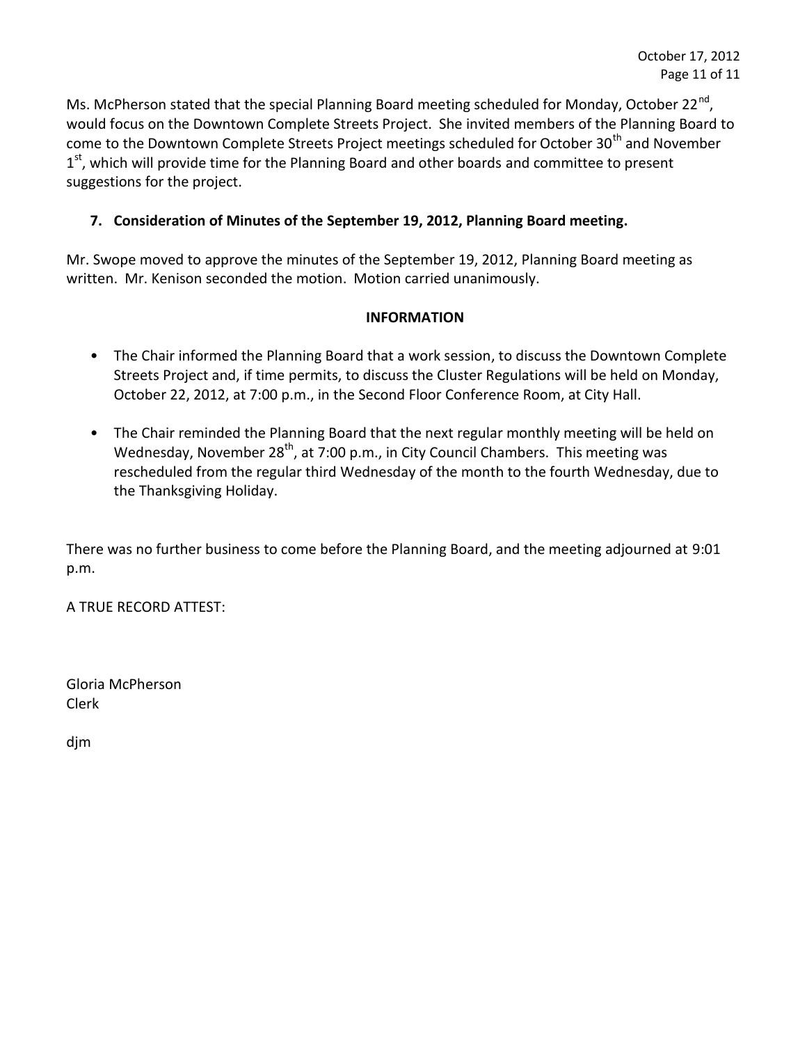Ms. McPherson stated that the special Planning Board meeting scheduled for Monday, October 22nd, would focus on the Downtown Complete Streets Project. She invited members of the Planning Board to come to the Downtown Complete Streets Project meetings scheduled for October 30th and November 1st, which will provide time for the Planning Board and other boards and committee to present suggestions for the project.

**7. Consideration of Minutes of the September 19, 2012, Planning Board meeting.**

Mr. Swope moved to approve the minutes of the September 19, 2012, Planning Board meeting as written. Mr. Kenison seconded the motion. Motion carried unanimously.

**INFORMATION**

- The Chair informed the Planning Board that a work session, to discuss the Downtown Complete Streets Project and, if time permits, to discuss the Cluster Regulations will be held on Monday, October 22, 2012, at 7:00 p.m., in the Second Floor Conference Room, at City Hall.
- The Chair reminded the Planning Board that the next regular monthly meeting will be held on Wednesday, November 28th, at 7:00 p.m., in City Council Chambers. This meeting was rescheduled from the regular third Wednesday of the month to the fourth Wednesday, due to the Thanksgiving Holiday.

There was no further business to come before the Planning Board, and the meeting adjourned at 9:01 p.m.

A TRUE RECORD ATTEST:

Gloria McPherson
Clerk

djm